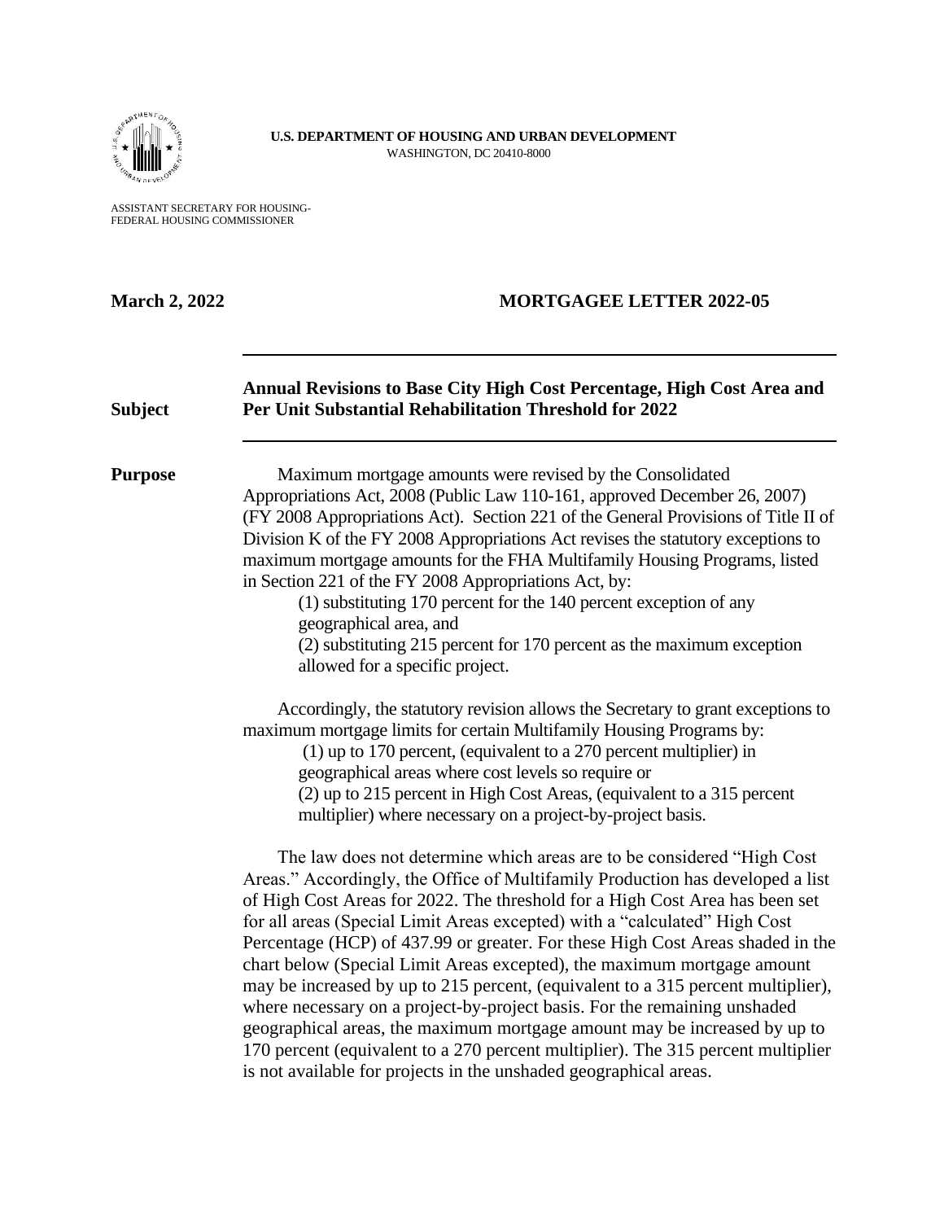**U.S. DEPARTMENT OF HOUSING AND URBAN DEVELOPMENT**
WASHINGTON, DC 20410-8000

ASSISTANT SECRETARY FOR HOUSING-
FEDERAL HOUSING COMMISSIONER

**March 2, 2022** **MORTGAGEE LETTER 2022-05**

---

**Subject** **Annual Revisions to Base City High Cost Percentage, High Cost Area and Per Unit Substantial Rehabilitation Threshold for 2022**

---

**Purpose**

Maximum mortgage amounts were revised by the Consolidated Appropriations Act, 2008 (Public Law 110-161, approved December 26, 2007) (FY 2008 Appropriations Act). Section 221 of the General Provisions of Title II of Division K of the FY 2008 Appropriations Act revises the statutory exceptions to maximum mortgage amounts for the FHA Multifamily Housing Programs, listed in Section 221 of the FY 2008 Appropriations Act, by:

(1) substituting 170 percent for the 140 percent exception of any geographical area, and
(2) substituting 215 percent for 170 percent as the maximum exception allowed for a specific project.

Accordingly, the statutory revision allows the Secretary to grant exceptions to maximum mortgage limits for certain Multifamily Housing Programs by:

(1) up to 170 percent, (equivalent to a 270 percent multiplier) in geographical areas where cost levels so require or
(2) up to 215 percent in High Cost Areas, (equivalent to a 315 percent multiplier) where necessary on a project-by-project basis.

The law does not determine which areas are to be considered "High Cost Areas." Accordingly, the Office of Multifamily Production has developed a list of High Cost Areas for 2022. The threshold for a High Cost Area has been set for all areas (Special Limit Areas excepted) with a "calculated" High Cost Percentage (HCP) of 437.99 or greater. For these High Cost Areas shaded in the chart below (Special Limit Areas excepted), the maximum mortgage amount may be increased by up to 215 percent, (equivalent to a 315 percent multiplier), where necessary on a project-by-project basis. For the remaining unshaded geographical areas, the maximum mortgage amount may be increased by up to 170 percent (equivalent to a 270 percent multiplier). The 315 percent multiplier is not available for projects in the unshaded geographical areas.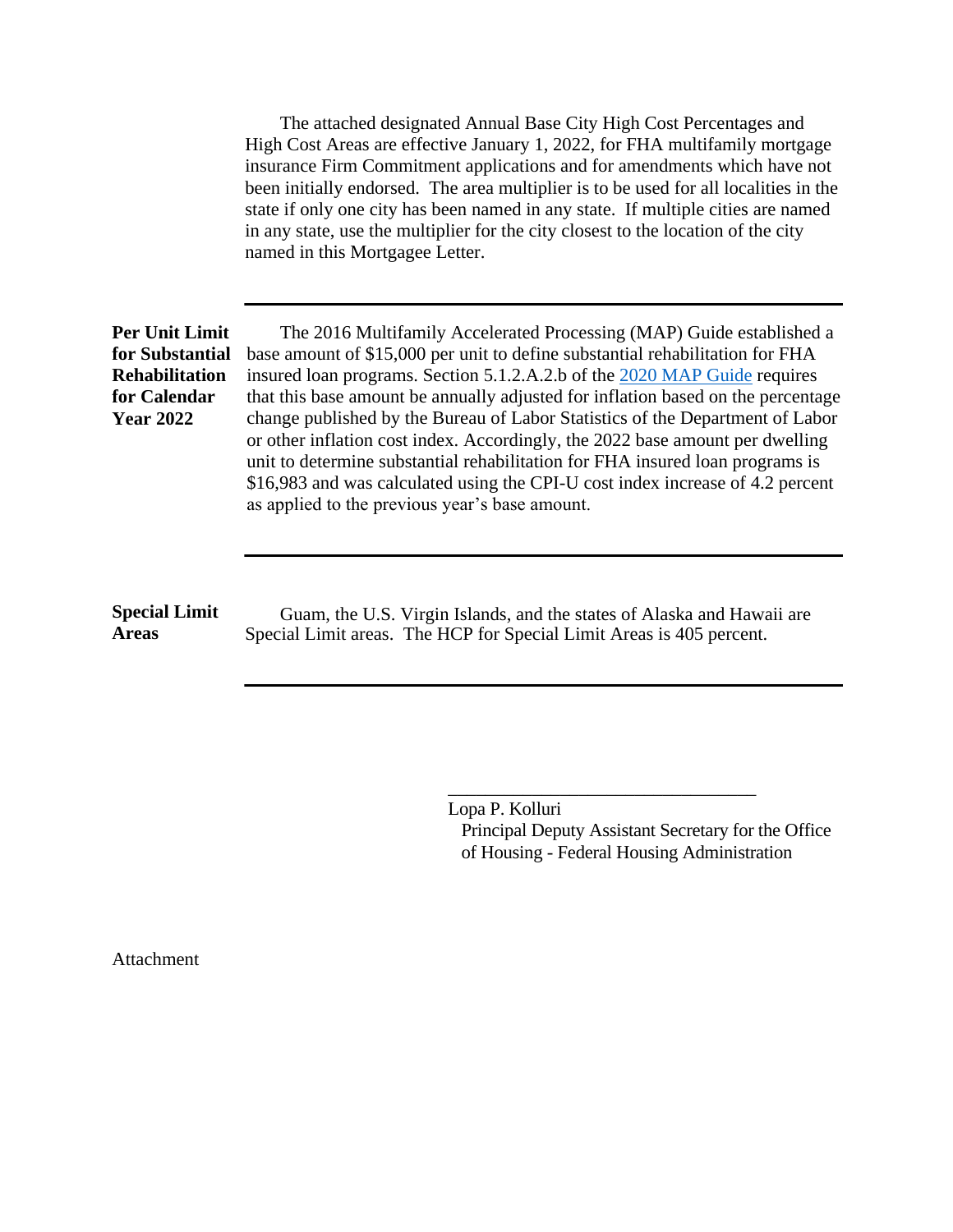The attached designated Annual Base City High Cost Percentages and High Cost Areas are effective January 1, 2022, for FHA multifamily mortgage insurance Firm Commitment applications and for amendments which have not been initially endorsed. The area multiplier is to be used for all localities in the state if only one city has been named in any state. If multiple cities are named in any state, use the multiplier for the city closest to the location of the city named in this Mortgagee Letter.

---

**Per Unit Limit for Substantial Rehabilitation for Calendar Year 2022**

The 2016 Multifamily Accelerated Processing (MAP) Guide established a base amount of $15,000 per unit to define substantial rehabilitation for FHA insured loan programs. Section 5.1.2.A.2.b of the 2020 MAP Guide requires that this base amount be annually adjusted for inflation based on the percentage change published by the Bureau of Labor Statistics of the Department of Labor or other inflation cost index. Accordingly, the 2022 base amount per dwelling unit to determine substantial rehabilitation for FHA insured loan programs is $16,983 and was calculated using the CPI-U cost index increase of 4.2 percent as applied to the previous year's base amount.

---

**Special Limit Areas**

Guam, the U.S. Virgin Islands, and the states of Alaska and Hawaii are Special Limit areas. The HCP for Special Limit Areas is 405 percent.

---

\_\_\_\_\_\_\_\_\_\_\_\_\_\_\_\_\_\_\_\_\_\_\_\_\_\_\_\_\_\_\_\_\_\_\_

Lopa P. Kolluri
Principal Deputy Assistant Secretary for the Office of Housing - Federal Housing Administration

Attachment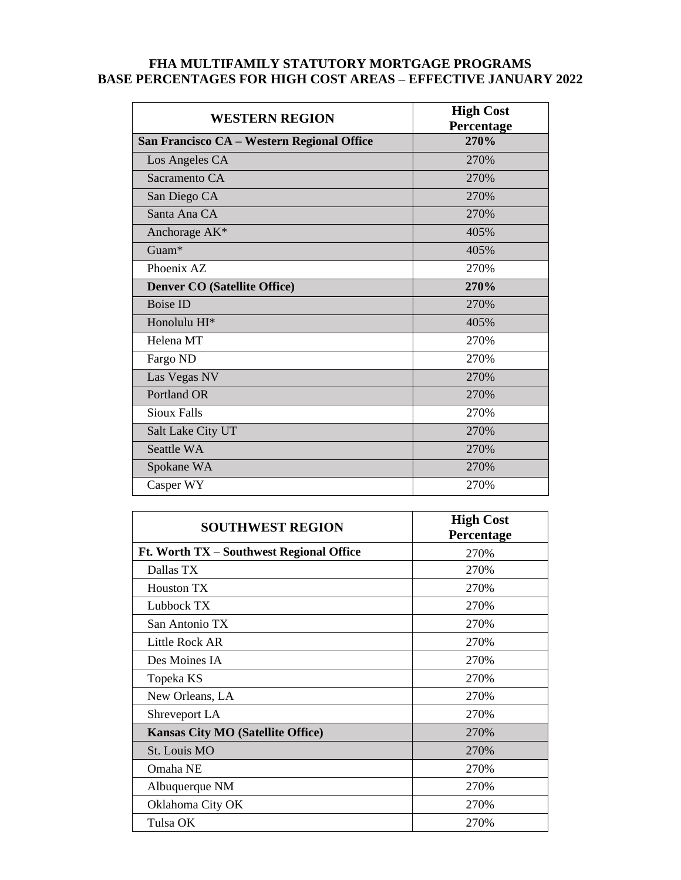# FHA MULTIFAMILY STATUTORY MORTGAGE PROGRAMS
# BASE PERCENTAGES FOR HIGH COST AREAS – EFFECTIVE JANUARY 2022

| WESTERN REGION | High Cost Percentage |
| --- | --- |
| **San Francisco CA – Western Regional Office** | **270%** |
| Los Angeles CA | 270% |
| Sacramento CA | 270% |
| San Diego CA | 270% |
| Santa Ana CA | 270% |
| Anchorage AK* | 405% |
| Guam* | 405% |
| Phoenix AZ | 270% |
| **Denver CO (Satellite Office)** | **270%** |
| Boise ID | 270% |
| Honolulu HI* | 405% |
| Helena MT | 270% |
| Fargo ND | 270% |
| Las Vegas NV | 270% |
| Portland OR | 270% |
| Sioux Falls | 270% |
| Salt Lake City UT | 270% |
| Seattle WA | 270% |
| Spokane WA | 270% |
| Casper WY | 270% |

| SOUTHWEST REGION | High Cost Percentage |
| --- | --- |
| **Ft. Worth TX – Southwest Regional Office** | 270% |
| Dallas TX | 270% |
| Houston TX | 270% |
| Lubbock TX | 270% |
| San Antonio TX | 270% |
| Little Rock AR | 270% |
| Des Moines IA | 270% |
| Topeka KS | 270% |
| New Orleans, LA | 270% |
| Shreveport LA | 270% |
| **Kansas City MO (Satellite Office)** | 270% |
| St. Louis MO | 270% |
| Omaha NE | 270% |
| Albuquerque NM | 270% |
| Oklahoma City OK | 270% |
| Tulsa OK | 270% |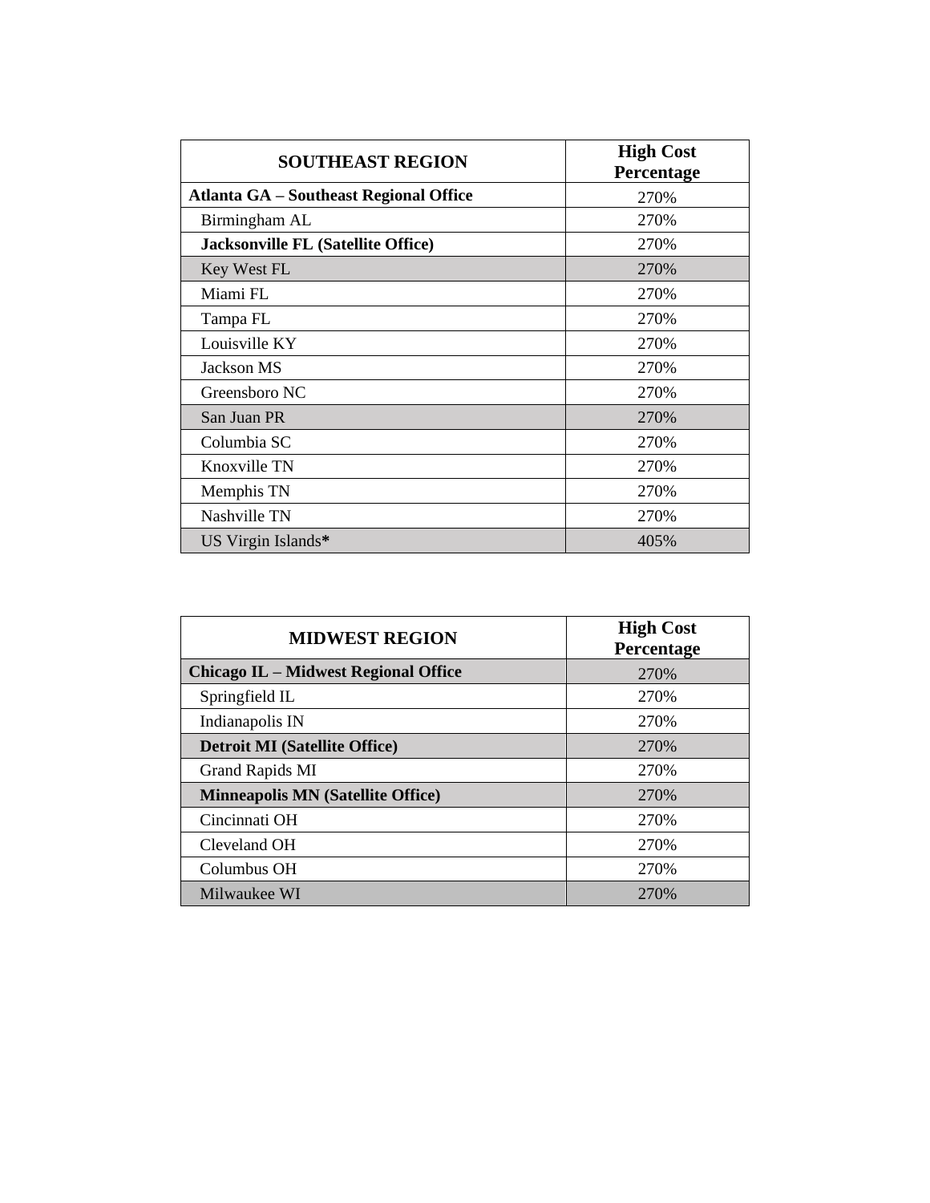| SOUTHEAST REGION | High Cost Percentage |
|---|---|
| **Atlanta GA – Southeast Regional Office** | 270% |
| Birmingham AL | 270% |
| **Jacksonville FL (Satellite Office)** | 270% |
| Key West FL | 270% |
| Miami FL | 270% |
| Tampa FL | 270% |
| Louisville KY | 270% |
| Jackson MS | 270% |
| Greensboro NC | 270% |
| San Juan PR | 270% |
| Columbia SC | 270% |
| Knoxville TN | 270% |
| Memphis TN | 270% |
| Nashville TN | 270% |
| US Virgin Islands* | 405% |

| MIDWEST REGION | High Cost Percentage |
|---|---|
| **Chicago IL – Midwest Regional Office** | 270% |
| Springfield IL | 270% |
| Indianapolis IN | 270% |
| **Detroit MI (Satellite Office)** | 270% |
| Grand Rapids MI | 270% |
| **Minneapolis MN (Satellite Office)** | 270% |
| Cincinnati OH | 270% |
| Cleveland OH | 270% |
| Columbus OH | 270% |
| Milwaukee WI | 270% |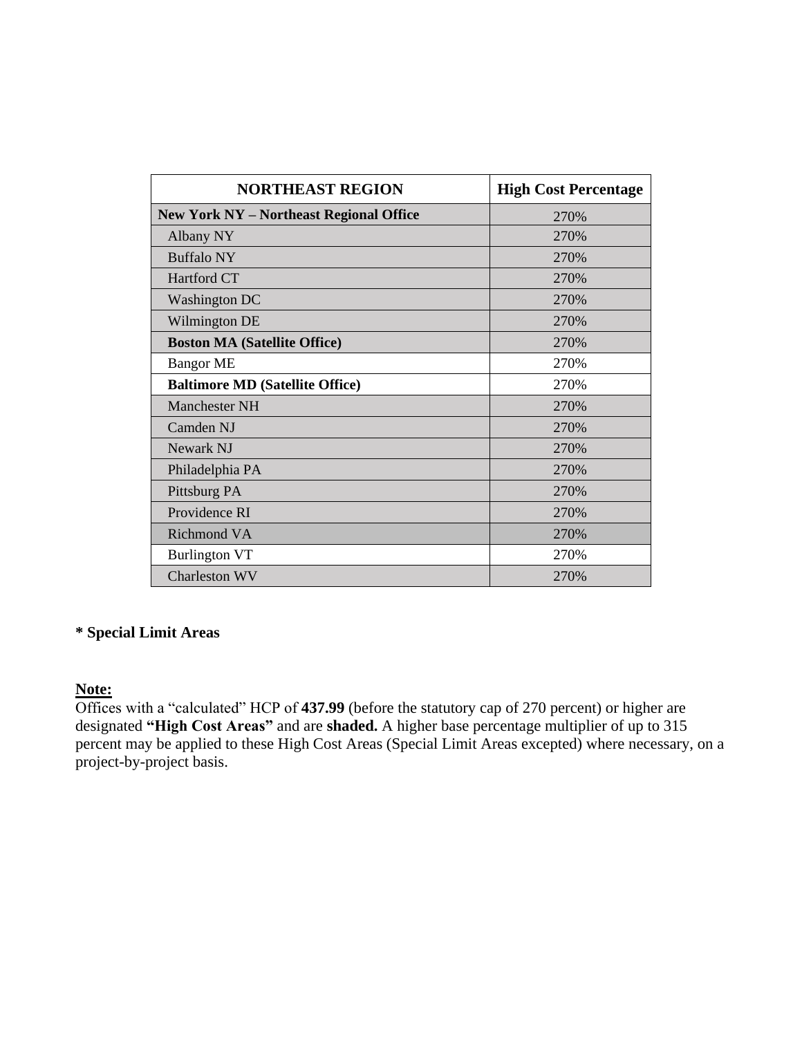| NORTHEAST REGION | High Cost Percentage |
|---|---|
| **New York NY – Northeast Regional Office** | 270% |
| Albany NY | 270% |
| Buffalo NY | 270% |
| Hartford CT | 270% |
| Washington DC | 270% |
| Wilmington DE | 270% |
| **Boston MA (Satellite Office)** | 270% |
| Bangor ME | 270% |
| **Baltimore MD (Satellite Office)** | 270% |
| Manchester NH | 270% |
| Camden NJ | 270% |
| Newark NJ | 270% |
| Philadelphia PA | 270% |
| Pittsburg PA | 270% |
| Providence RI | 270% |
| Richmond VA | 270% |
| Burlington VT | 270% |
| Charleston WV | 270% |

**\* Special Limit Areas**

**Note:**

Offices with a "calculated" HCP of **437.99** (before the statutory cap of 270 percent) or higher are designated **"High Cost Areas"** and are **shaded.** A higher base percentage multiplier of up to 315 percent may be applied to these High Cost Areas (Special Limit Areas excepted) where necessary, on a project-by-project basis.